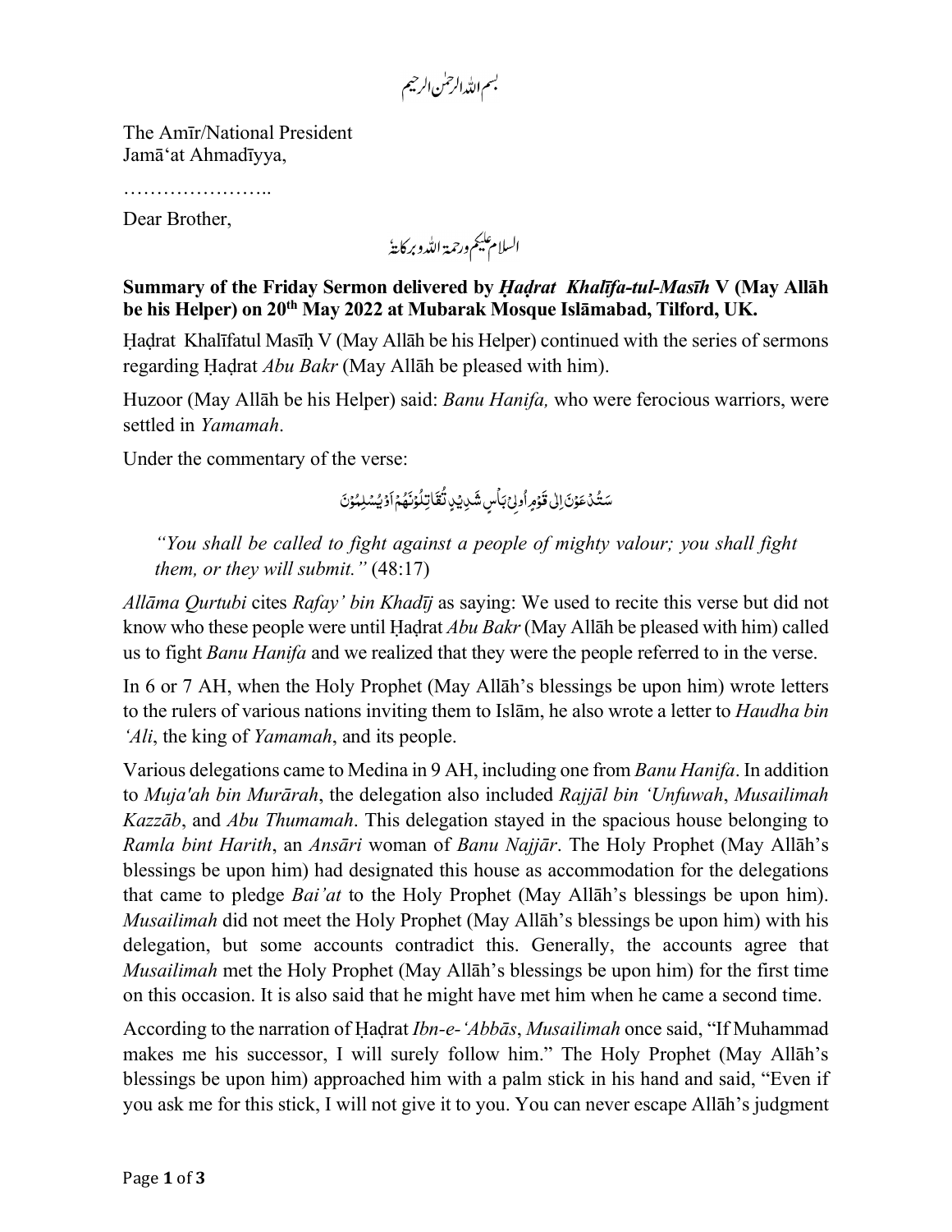بسم اللہ الرحمٰن الرحیم

The Amīr/National President
Jamā'at Ahmadīyya,

…………………..

Dear Brother,

السلام علیکم ورحمۃ اللہ وبرکاتہٗ

**Summary of the Friday Sermon delivered by *Ḥaḍrat Khalīfa-tul-Masīḥ* V (May Allāh be his Helper) on 20th May 2022 at Mubarak Mosque Islāmabad, Tilford, UK.**

Ḥaḍrat Khalīfatul Masīḥ V (May Allāh be his Helper) continued with the series of sermons regarding Ḥaḍrat *Abu Bakr* (May Allāh be pleased with him).

Huzoor (May Allāh be his Helper) said: *Banu Hanifa,* who were ferocious warriors, were settled in *Yamamah*.

Under the commentary of the verse:

سَتُدْعَوْنَ اِلٰی قَوْمٍ اُولِیْ بَاْسٍ شَدِیْدٍ تُقَاتِلُوْنَهُمْ اَوْ یُسْلِمُوْنَ

> *"You shall be called to fight against a people of mighty valour; you shall fight them, or they will submit."* (48:17)

*Allāma Qurtubi* cites *Rafay' bin Khadīj* as saying: We used to recite this verse but did not know who these people were until Ḥaḍrat *Abu Bakr* (May Allāh be pleased with him) called us to fight *Banu Hanifa* and we realized that they were the people referred to in the verse.

In 6 or 7 AH, when the Holy Prophet (May Allāh's blessings be upon him) wrote letters to the rulers of various nations inviting them to Islām, he also wrote a letter to *Haudha bin 'Ali*, the king of *Yamamah*, and its people.

Various delegations came to Medina in 9 AH, including one from *Banu Hanifa*. In addition to *Muja'ah bin Murārah*, the delegation also included *Rajjāl bin 'Unfuwah*, *Musailimah Kazzāb*, and *Abu Thumamah*. This delegation stayed in the spacious house belonging to *Ramla bint Harith*, an *Ansāri* woman of *Banu Najjār*. The Holy Prophet (May Allāh's blessings be upon him) had designated this house as accommodation for the delegations that came to pledge *Bai'at* to the Holy Prophet (May Allāh's blessings be upon him). *Musailimah* did not meet the Holy Prophet (May Allāh's blessings be upon him) with his delegation, but some accounts contradict this. Generally, the accounts agree that *Musailimah* met the Holy Prophet (May Allāh's blessings be upon him) for the first time on this occasion. It is also said that he might have met him when he came a second time.

According to the narration of Ḥaḍrat *Ibn-e-'Abbās*, *Musailimah* once said, "If Muhammad makes me his successor, I will surely follow him." The Holy Prophet (May Allāh's blessings be upon him) approached him with a palm stick in his hand and said, "Even if you ask me for this stick, I will not give it to you. You can never escape Allāh's judgment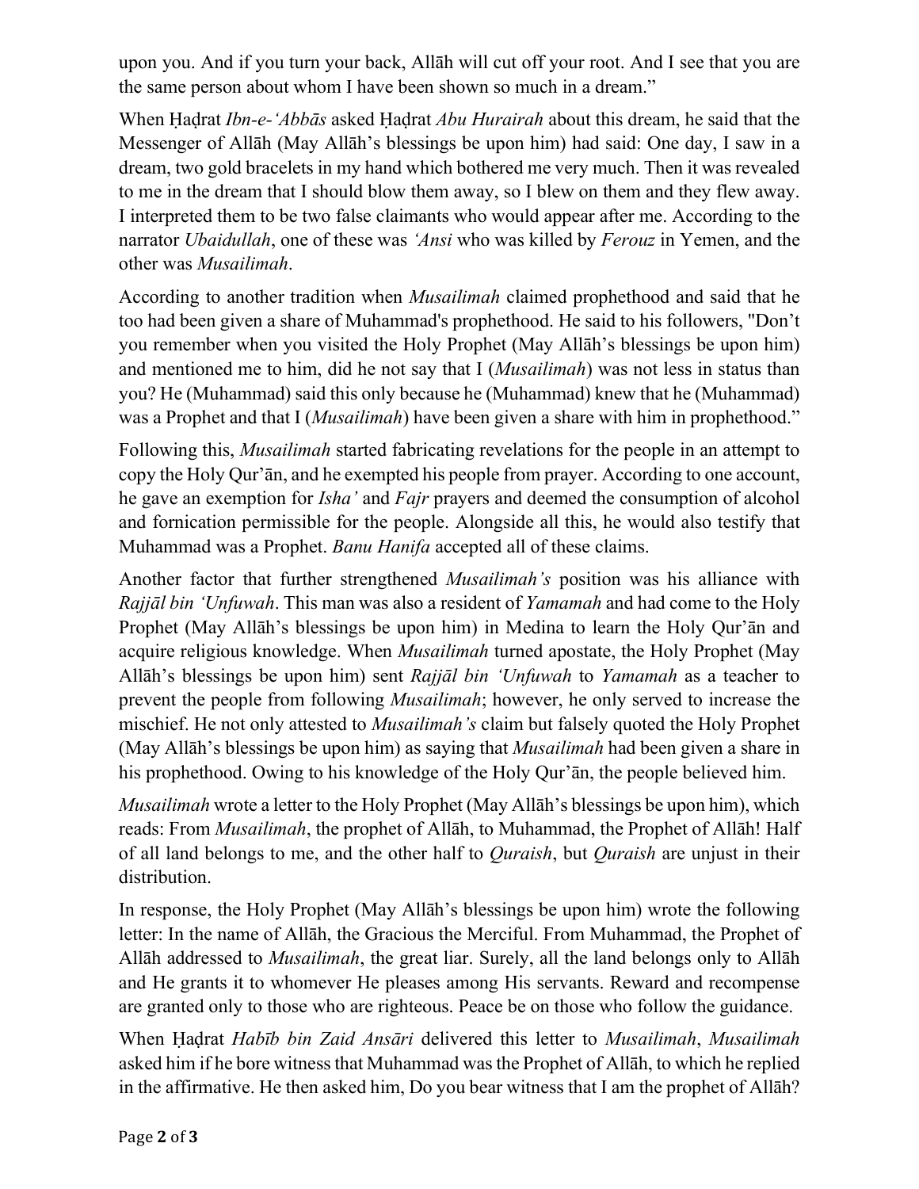upon you. And if you turn your back, Allāh will cut off your root. And I see that you are the same person about whom I have been shown so much in a dream."

When Ḥaḍrat *Ibn-e-'Abbās* asked Ḥaḍrat *Abu Hurairah* about this dream, he said that the Messenger of Allāh (May Allāh's blessings be upon him) had said: One day, I saw in a dream, two gold bracelets in my hand which bothered me very much. Then it was revealed to me in the dream that I should blow them away, so I blew on them and they flew away. I interpreted them to be two false claimants who would appear after me. According to the narrator *Ubaidullah*, one of these was *'Ansi* who was killed by *Ferouz* in Yemen, and the other was *Musailimah*.

According to another tradition when *Musailimah* claimed prophethood and said that he too had been given a share of Muhammad's prophethood. He said to his followers, "Don't you remember when you visited the Holy Prophet (May Allāh's blessings be upon him) and mentioned me to him, did he not say that I (*Musailimah*) was not less in status than you? He (Muhammad) said this only because he (Muhammad) knew that he (Muhammad) was a Prophet and that I (*Musailimah*) have been given a share with him in prophethood."

Following this, *Musailimah* started fabricating revelations for the people in an attempt to copy the Holy Qur'ān, and he exempted his people from prayer. According to one account, he gave an exemption for *Isha'* and *Fajr* prayers and deemed the consumption of alcohol and fornication permissible for the people. Alongside all this, he would also testify that Muhammad was a Prophet. *Banu Hanifa* accepted all of these claims.

Another factor that further strengthened *Musailimah's* position was his alliance with *Rajjāl bin 'Unfuwah*. This man was also a resident of *Yamamah* and had come to the Holy Prophet (May Allāh's blessings be upon him) in Medina to learn the Holy Qur'ān and acquire religious knowledge. When *Musailimah* turned apostate, the Holy Prophet (May Allāh's blessings be upon him) sent *Rajjāl bin 'Unfuwah* to *Yamamah* as a teacher to prevent the people from following *Musailimah*; however, he only served to increase the mischief. He not only attested to *Musailimah's* claim but falsely quoted the Holy Prophet (May Allāh's blessings be upon him) as saying that *Musailimah* had been given a share in his prophethood. Owing to his knowledge of the Holy Qur'ān, the people believed him.

*Musailimah* wrote a letter to the Holy Prophet (May Allāh's blessings be upon him), which reads: From *Musailimah*, the prophet of Allāh, to Muhammad, the Prophet of Allāh! Half of all land belongs to me, and the other half to *Quraish*, but *Quraish* are unjust in their distribution.

In response, the Holy Prophet (May Allāh's blessings be upon him) wrote the following letter: In the name of Allāh, the Gracious the Merciful. From Muhammad, the Prophet of Allāh addressed to *Musailimah*, the great liar. Surely, all the land belongs only to Allāh and He grants it to whomever He pleases among His servants. Reward and recompense are granted only to those who are righteous. Peace be on those who follow the guidance.

When Ḥaḍrat *Habīb bin Zaid Ansāri* delivered this letter to *Musailimah*, *Musailimah* asked him if he bore witness that Muhammad was the Prophet of Allāh, to which he replied in the affirmative. He then asked him, Do you bear witness that I am the prophet of Allāh?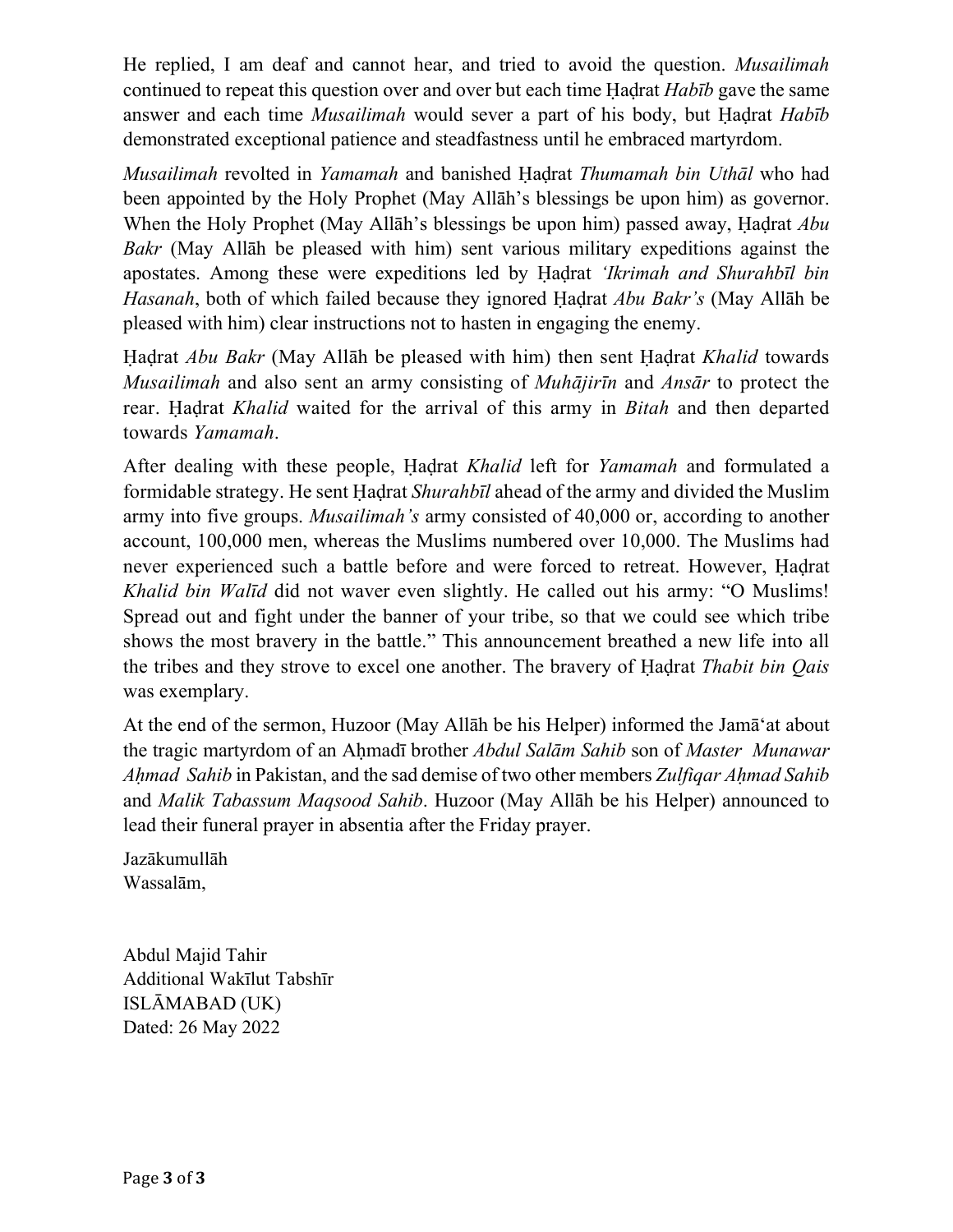He replied, I am deaf and cannot hear, and tried to avoid the question. *Musailimah* continued to repeat this question over and over but each time Ḥaḍrat *Habīb* gave the same answer and each time *Musailimah* would sever a part of his body, but Ḥaḍrat *Habīb* demonstrated exceptional patience and steadfastness until he embraced martyrdom.

*Musailimah* revolted in *Yamamah* and banished Ḥaḍrat *Thumamah bin Uthāl* who had been appointed by the Holy Prophet (May Allāh's blessings be upon him) as governor. When the Holy Prophet (May Allāh's blessings be upon him) passed away, Ḥaḍrat *Abu Bakr* (May Allāh be pleased with him) sent various military expeditions against the apostates. Among these were expeditions led by Ḥaḍrat *'Ikrimah and Shurahbīl bin Hasanah*, both of which failed because they ignored Ḥaḍrat *Abu Bakr's* (May Allāh be pleased with him) clear instructions not to hasten in engaging the enemy.

Ḥaḍrat *Abu Bakr* (May Allāh be pleased with him) then sent Ḥaḍrat *Khalid* towards *Musailimah* and also sent an army consisting of *Muhājirīn* and *Ansār* to protect the rear. Ḥaḍrat *Khalid* waited for the arrival of this army in *Bitah* and then departed towards *Yamamah*.

After dealing with these people, Ḥaḍrat *Khalid* left for *Yamamah* and formulated a formidable strategy. He sent Ḥaḍrat *Shurahbīl* ahead of the army and divided the Muslim army into five groups. *Musailimah's* army consisted of 40,000 or, according to another account, 100,000 men, whereas the Muslims numbered over 10,000. The Muslims had never experienced such a battle before and were forced to retreat. However, Ḥaḍrat *Khalid bin Walīd* did not waver even slightly. He called out his army: "O Muslims! Spread out and fight under the banner of your tribe, so that we could see which tribe shows the most bravery in the battle." This announcement breathed a new life into all the tribes and they strove to excel one another. The bravery of Ḥaḍrat *Thabit bin Qais* was exemplary.

At the end of the sermon, Huzoor (May Allāh be his Helper) informed the Jamā'at about the tragic martyrdom of an Aḥmadī brother *Abdul Salām Sahib* son of *Master Munawar Aḥmad Sahib* in Pakistan, and the sad demise of two other members *Zulfiqar Aḥmad Sahib* and *Malik Tabassum Maqsood Sahib*. Huzoor (May Allāh be his Helper) announced to lead their funeral prayer in absentia after the Friday prayer.

Jazākumullāh
Wassalām,

Abdul Majid Tahir
Additional Wakīlut Tabshīr
ISLĀMABAD (UK)
Dated: 26 May 2022